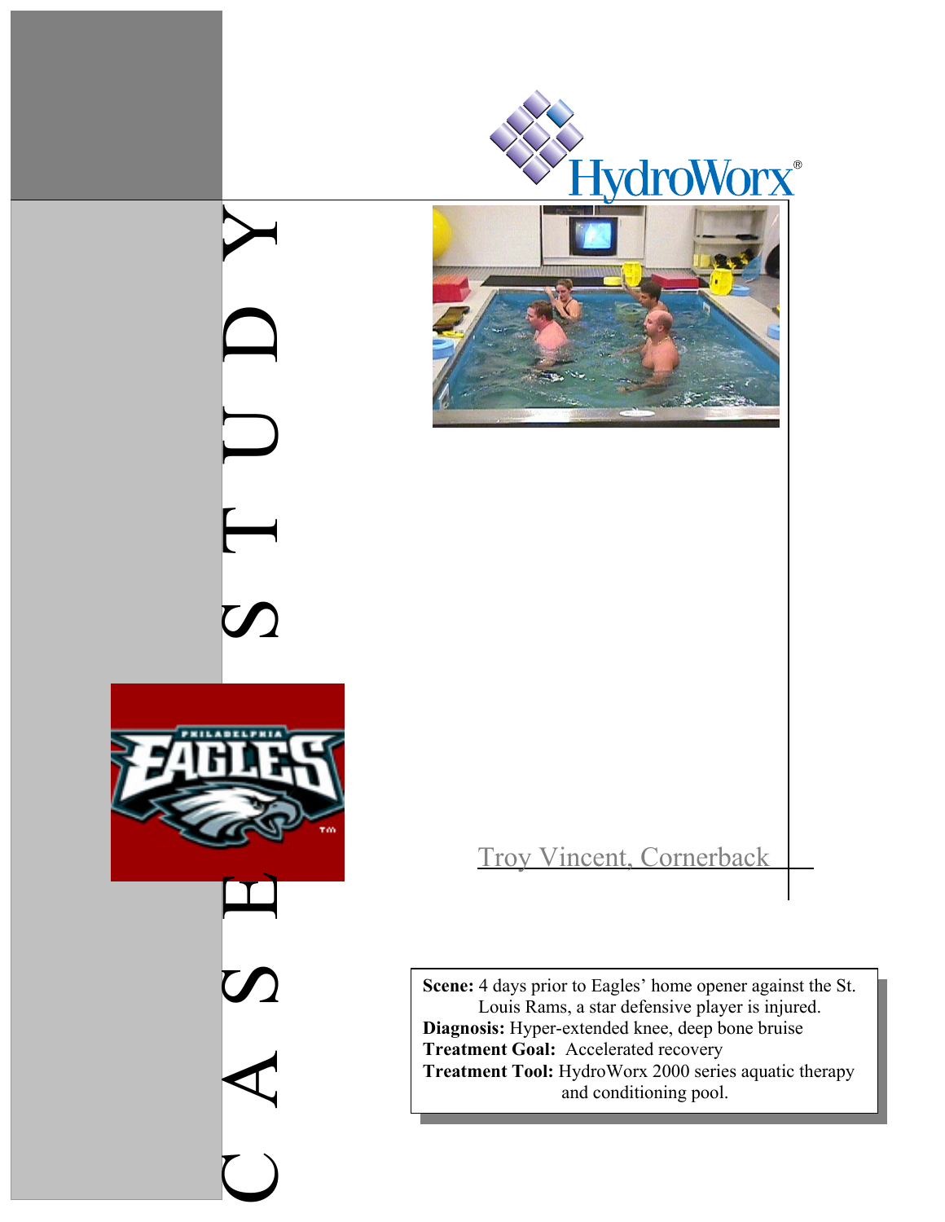# CASE STUDY

HydroWorx®

Troy Vincent, Cornerback

**Scene:** 4 days prior to Eagles' home opener against the St. Louis Rams, a star defensive player is injured.
**Diagnosis:** Hyper-extended knee, deep bone bruise
**Treatment Goal:** Accelerated recovery
**Treatment Tool:** HydroWorx 2000 series aquatic therapy and conditioning pool.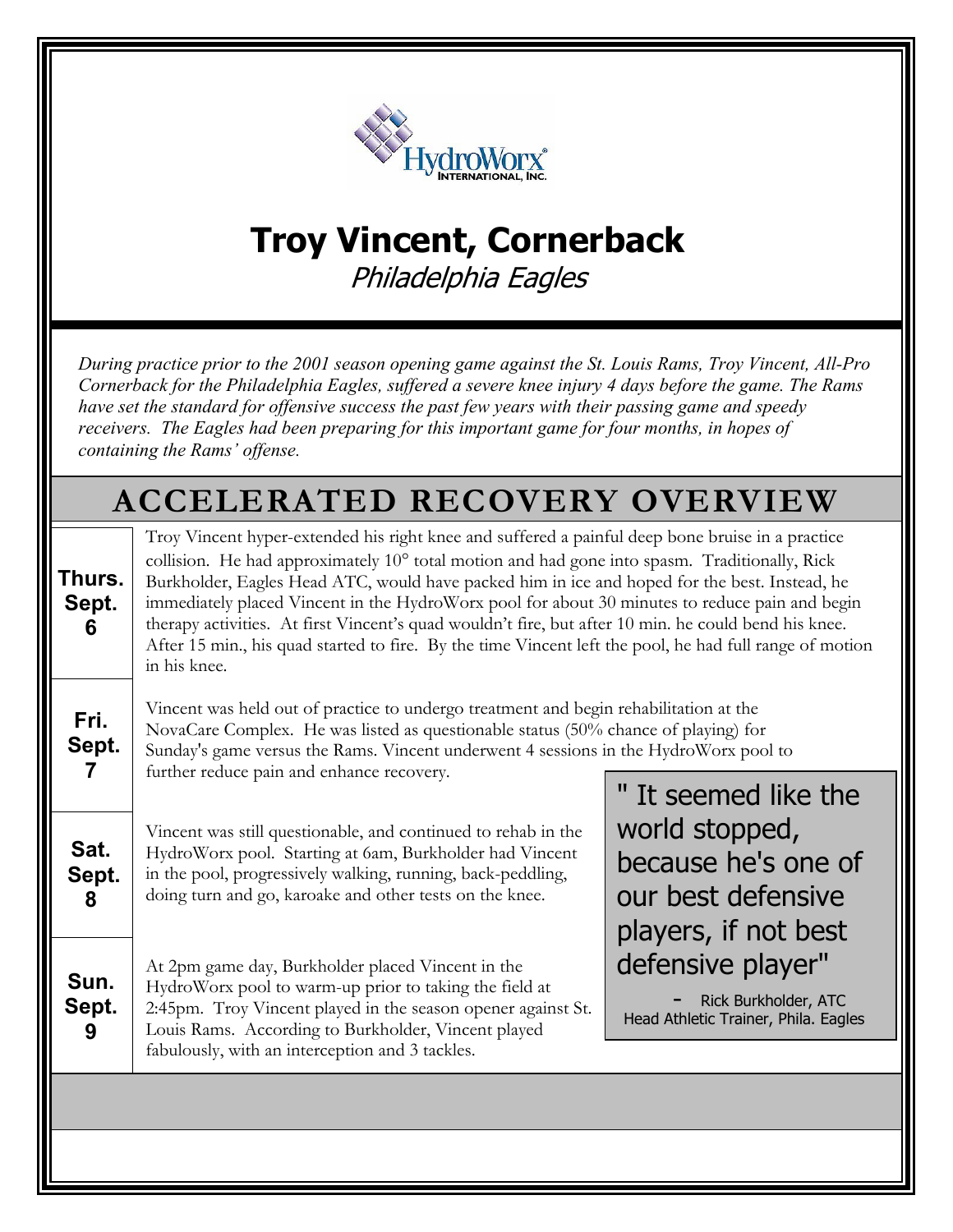HydroWorx International, Inc.

# Troy Vincent, Cornerback

*Philadelphia Eagles*

*During practice prior to the 2001 season opening game against the St. Louis Rams, Troy Vincent, All-Pro Cornerback for the Philadelphia Eagles, suffered a severe knee injury 4 days before the game. The Rams have set the standard for offensive success the past few years with their passing game and speedy receivers. The Eagles had been preparing for this important game for four months, in hopes of containing the Rams' offense.*

## ACCELERATED RECOVERY OVERVIEW

**Thurs. Sept. 6**

Troy Vincent hyper-extended his right knee and suffered a painful deep bone bruise in a practice collision. He had approximately 10° total motion and had gone into spasm. Traditionally, Rick Burkholder, Eagles Head ATC, would have packed him in ice and hoped for the best. Instead, he immediately placed Vincent in the HydroWorx pool for about 30 minutes to reduce pain and begin therapy activities. At first Vincent's quad wouldn't fire, but after 10 min. he could bend his knee. After 15 min., his quad started to fire. By the time Vincent left the pool, he had full range of motion in his knee.

**Fri. Sept. 7**

Vincent was held out of practice to undergo treatment and begin rehabilitation at the NovaCare Complex. He was listed as questionable status (50% chance of playing) for Sunday's game versus the Rams. Vincent underwent 4 sessions in the HydroWorx pool to further reduce pain and enhance recovery.

**Sat. Sept. 8**

Vincent was still questionable, and continued to rehab in the HydroWorx pool. Starting at 6am, Burkholder had Vincent in the pool, progressively walking, running, back-peddling, doing turn and go, karoake and other tests on the knee.

**Sun. Sept. 9**

At 2pm game day, Burkholder placed Vincent in the HydroWorx pool to warm-up prior to taking the field at 2:45pm. Troy Vincent played in the season opener against St. Louis Rams. According to Burkholder, Vincent played fabulously, with an interception and 3 tackles.

> " It seemed like the world stopped, because he's one of our best defensive players, if not best defensive player"
>
> \- Rick Burkholder, ATC
> Head Athletic Trainer, Phila. Eagles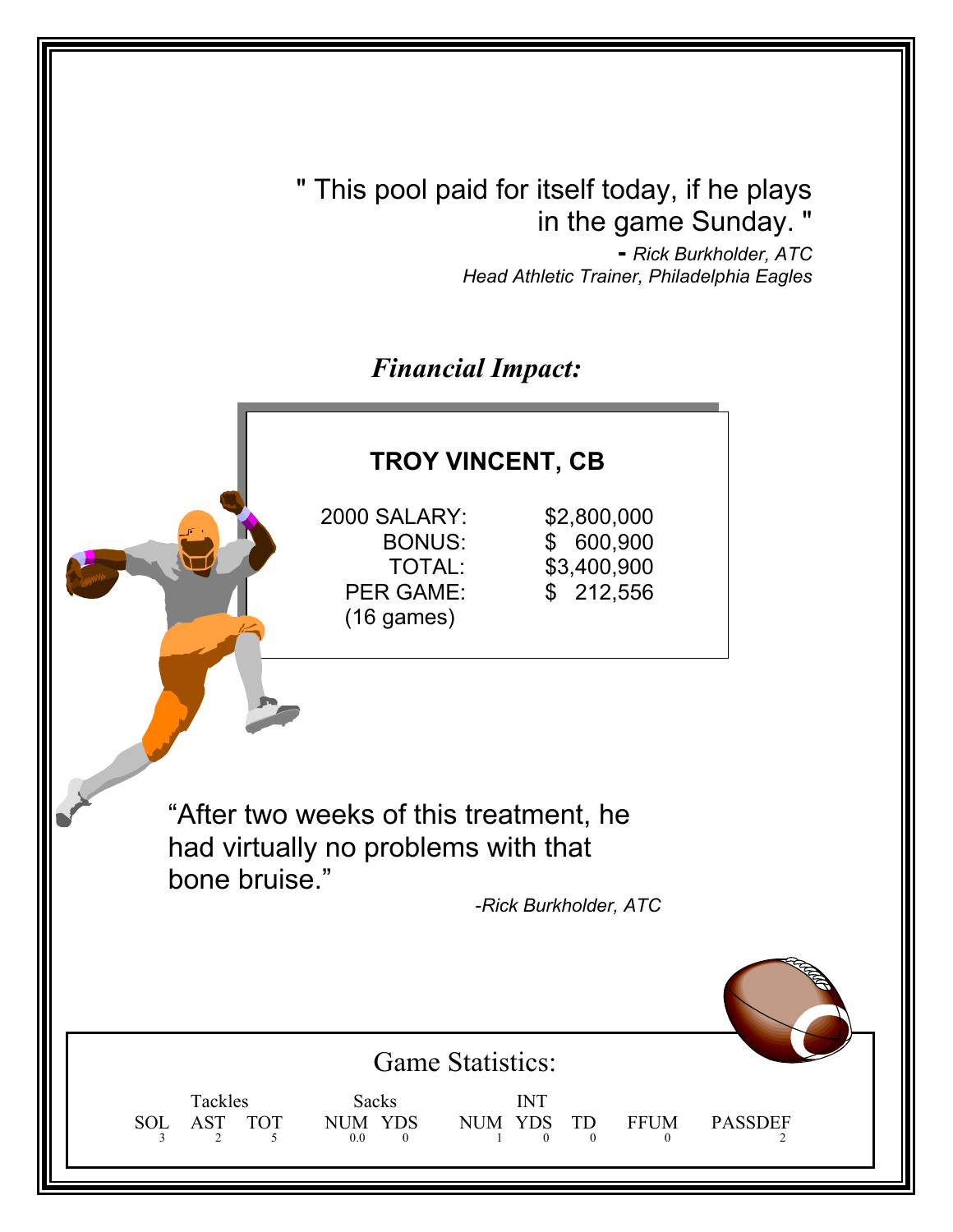" This pool paid for itself today, if he plays in the game Sunday. "

**-** *Rick Burkholder, ATC*
*Head Athletic Trainer, Philadelphia Eagles*

## *Financial Impact:*

### TROY VINCENT, CB

| | |
|---|---|
| 2000 SALARY: | $2,800,000 |
| BONUS: | $ 600,900 |
| TOTAL: | $3,400,900 |
| PER GAME: (16 games) | $ 212,556 |

“After two weeks of this treatment, he had virtually no problems with that bone bruise.”

*-Rick Burkholder, ATC*

## Game Statistics:

| Tackles | | | Sacks | | INT | | | | |
|---|---|---|---|---|---|---|---|---|---|
| SOL | AST | TOT | NUM | YDS | NUM | YDS | TD | FFUM | PASSDEF |
| 3 | 2 | 5 | 0.0 | 0 | 1 | 0 | 0 | 0 | 2 |